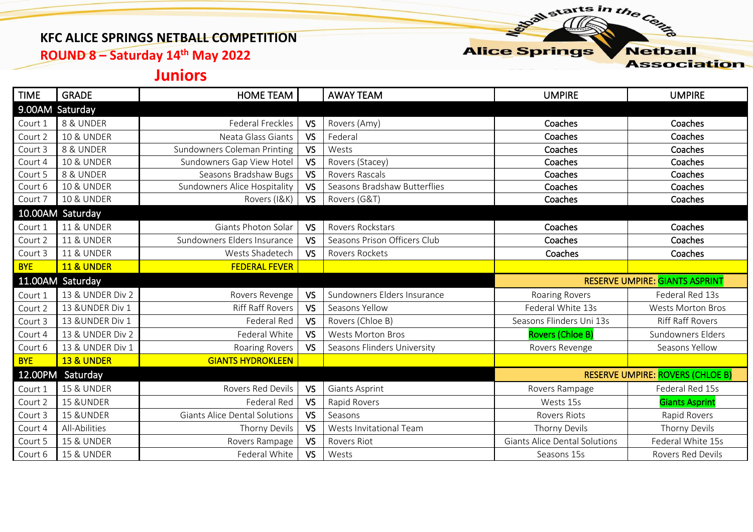# KFC ALICE SPRINGS NETBALL COMPETITION

## ROUND 8 – Saturday 14th May 2022

## Juniors

Netball starts in the Centre
Alice Springs Netball Association

| TIME | GRADE | HOME TEAM | | AWAY TEAM | UMPIRE | UMPIRE |
|---|---|---|---|---|---|---|
| **9.00AM Saturday** | | | | | | |
| Court 1 | 8 & UNDER | Federal Freckles | VS | Rovers (Amy) | Coaches | Coaches |
| Court 2 | 10 & UNDER | Neata Glass Giants | VS | Federal | Coaches | Coaches |
| Court 3 | 8 & UNDER | Sundowners Coleman Printing | VS | Wests | Coaches | Coaches |
| Court 4 | 10 & UNDER | Sundowners Gap View Hotel | VS | Rovers (Stacey) | Coaches | Coaches |
| Court 5 | 8 & UNDER | Seasons Bradshaw Bugs | VS | Rovers Rascals | Coaches | Coaches |
| Court 6 | 10 & UNDER | Sundowners Alice Hospitality | VS | Seasons Bradshaw Butterflies | Coaches | Coaches |
| Court 7 | 10 & UNDER | Rovers (I&K) | VS | Rovers (G&T) | Coaches | Coaches |
| **10.00AM Saturday** | | | | | | |
| Court 1 | 11 & UNDER | Giants Photon Solar | VS | Rovers Rockstars | Coaches | Coaches |
| Court 2 | 11 & UNDER | Sundowners Elders Insurance | VS | Seasons Prison Officers Club | Coaches | Coaches |
| Court 3 | 11 & UNDER | Wests Shadetech | VS | Rovers Rockets | Coaches | Coaches |
| BYE | 11 & UNDER | FEDERAL FEVER | | | | |
| **11.00AM Saturday** | | | | | RESERVE UMPIRE: GIANTS ASPRINT | |
| Court 1 | 13 & UNDER Div 2 | Rovers Revenge | VS | Sundowners Elders Insurance | Roaring Rovers | Federal Red 13s |
| Court 2 | 13 &UNDER Div 1 | Riff Raff Rovers | VS | Seasons Yellow | Federal White 13s | Wests Morton Bros |
| Court 3 | 13 &UNDER Div 1 | Federal Red | VS | Rovers (Chloe B) | Seasons Flinders Uni 13s | Riff Raff Rovers |
| Court 4 | 13 & UNDER Div 2 | Federal White | VS | Wests Morton Bros | Rovers (Chloe B) | Sundowners Elders |
| Court 6 | 13 & UNDER Div 1 | Roaring Rovers | VS | Seasons Flinders University | Rovers Revenge | Seasons Yellow |
| BYE | 13 & UNDER | GIANTS HYDROKLEEN | | | | |
| **12.00PM Saturday** | | | | | RESERVE UMPIRE: ROVERS (CHLOE B) | |
| Court 1 | 15 & UNDER | Rovers Red Devils | VS | Giants Asprint | Rovers Rampage | Federal Red 15s |
| Court 2 | 15 &UNDER | Federal Red | VS | Rapid Rovers | Wests 15s | Giants Asprint |
| Court 3 | 15 &UNDER | Giants Alice Dental Solutions | VS | Seasons | Rovers Riots | Rapid Rovers |
| Court 4 | All-Abilities | Thorny Devils | VS | Wests Invitational Team | Thorny Devils | Thorny Devils |
| Court 5 | 15 & UNDER | Rovers Rampage | VS | Rovers Riot | Giants Alice Dental Solutions | Federal White 15s |
| Court 6 | 15 & UNDER | Federal White | VS | Wests | Seasons 15s | Rovers Red Devils |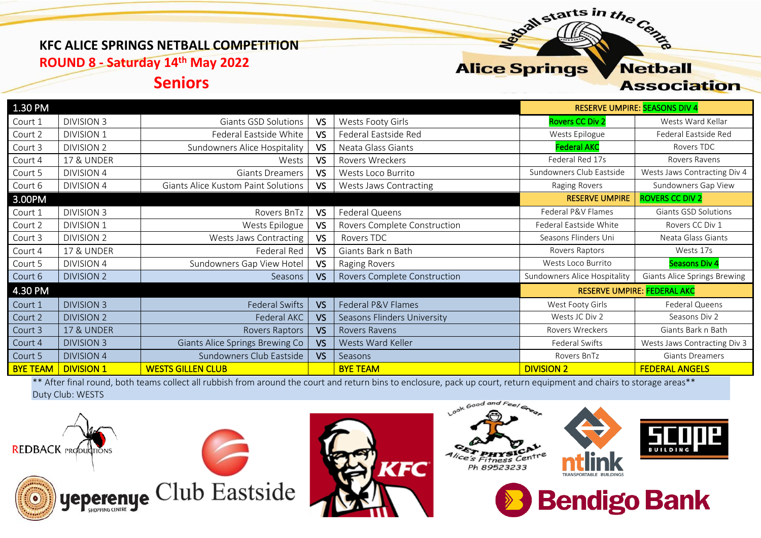# KFC ALICE SPRINGS NETBALL COMPETITION

## ROUND 8 - Saturday 14th May 2022

## Seniors

Netball starts in the Centre — Alice Springs Netball Association

| | | | | | | |
|---|---|---|---|---|---|---|
| 1.30 PM | | | | | RESERVE UMPIRE: SEASONS DIV 4 | |
| Court 1 | DIVISION 3 | Giants GSD Solutions | VS | Wests Footy Girls | Rovers CC Div 2 | Wests Ward Kellar |
| Court 2 | DIVISION 1 | Federal Eastside White | VS | Federal Eastside Red | Wests Epilogue | Federal Eastside Red |
| Court 3 | DIVISION 2 | Sundowners Alice Hospitality | VS | Neata Glass Giants | Federal AKC | Rovers TDC |
| Court 4 | 17 & UNDER | Wests | VS | Rovers Wreckers | Federal Red 17s | Rovers Ravens |
| Court 5 | DIVISION 4 | Giants Dreamers | VS | Wests Loco Burrito | Sundowners Club Eastside | Wests Jaws Contracting Div 4 |
| Court 6 | DIVISION 4 | Giants Alice Kustom Paint Solutions | VS | Wests Jaws Contracting | Raging Rovers | Sundowners Gap View |
| 3.00PM | | | | | RESERVE UMPIRE | ROVERS CC DIV 2 |
| Court 1 | DIVISION 3 | Rovers BnTz | VS | Federal Queens | Federal P&V Flames | Giants GSD Solutions |
| Court 2 | DIVISION 1 | Wests Epilogue | VS | Rovers Complete Construction | Federal Eastside White | Rovers CC Div 1 |
| Court 3 | DIVISION 2 | Wests Jaws Contracting | VS | Rovers TDC | Seasons Flinders Uni | Neata Glass Giants |
| Court 4 | 17 & UNDER | Federal Red | VS | Giants Bark n Bath | Rovers Raptors | Wests 17s |
| Court 5 | DIVISION 4 | Sundowners Gap View Hotel | VS | Raging Rovers | Wests Loco Burrito | Seasons Div 4 |
| Court 6 | DIVISION 2 | Seasons | VS | Rovers Complete Construction | Sundowners Alice Hospitality | Giants Alice Springs Brewing |
| 4.30 PM | | | | | RESERVE UMPIRE: FEDERAL AKC | |
| Court 1 | DIVISION 3 | Federal Swifts | VS | Federal P&V Flames | West Footy Girls | Federal Queens |
| Court 2 | DIVISION 2 | Federal AKC | VS | Seasons Flinders University | Wests JC Div 2 | Seasons Div 2 |
| Court 3 | 17 & UNDER | Rovers Raptors | VS | Rovers Ravens | Rovers Wreckers | Giants Bark n Bath |
| Court 4 | DIVISION 3 | Giants Alice Springs Brewing Co | VS | Wests Ward Keller | Federal Swifts | Wests Jaws Contracting Div 3 |
| Court 5 | DIVISION 4 | Sundowners Club Eastside | VS | Seasons | Rovers BnTz | Giants Dreamers |
| BYE TEAM | DIVISION 1 | WESTS GILLEN CLUB | | BYE TEAM | DIVISION 2 | FEDERAL ANGELS |

** After final round, both teams collect all rubbish from around the court and return bins to enclosure, pack up court, return equipment and chairs to storage areas**

Duty Club: WESTS